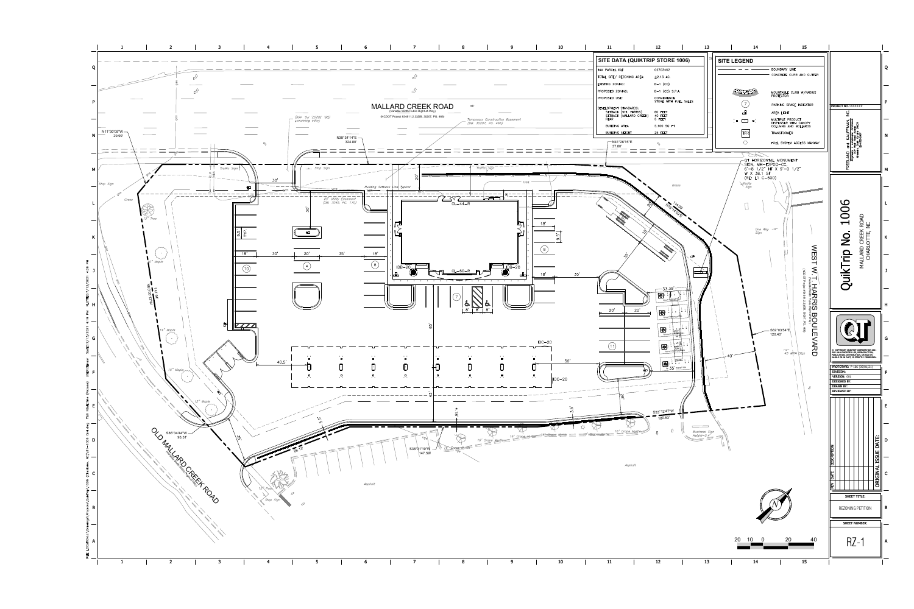## SITE DATA (QUIKTRIP STORE 1006)

| | |
|---|---|
| TAX PARCEL ID# | 02703402 |
| TOTAL SITE/ REZONING AREA: | ±2.13 AC. |
| EXISTING ZONING: | B-1 (CD) |
| PROPOSED ZONING: | B-1 (CD) S.P.A. |
| PROPOSED USE: | CONVENIENCE STORE WITH FUEL SALES |
| DEVELOPMENT STANDARDS: | |
| SETBACK (W.T. HARRIS) | 60 FEET |
| SETBACK (MALLARD CREEK) | 40 FEET |
| REAR | 5 FEET |
| BUILDING AREA | 5,100 SQ FT |
| BUILDING HEIGHT | 25 FEET |

## SITE LEGEND

- BOUNDARY LINE
- CONCRETE CURB AND GUTTER
- MOUNTABLE CURB W/RADIUS PROTECTOR
- PARKING SPACE INDICATOR
- AREA LIGHT
- MULTIPLE PRODUCT DISPENSER WITH CANOPY COLUMNS AND BOLLARDS
- TRANSFORMER
- FUEL SYSTEM ACCESS MANWAY

MALLARD CREEK ROAD
(Variable Width Public Right-of-Way)
(NCDOT Project R-4401 1.2.2)(DB. 35207, PG. 466)

Temporary Construction Easement (DB. 35207, PG. 466)

WEST W.T. HARRIS BOULEVARD

OLD MALLARD CREEK ROAD

QT HORIZONTAL MONUMENT SIGN, MH-E2PGO-CC, 6'-8 1/2" HT X 9'-0 1/2" W X 38.1 SF (RE: L1 C-500)

N11°30'05"W 29.99'
N38°34'14"E 324.80'
N41°26'15"E 37.80'
S62°03'54"E 120.40'
S33°12'47"W 180.53'
S38°31'19"W 147.59'
S86°34'44"W 93.31'

Building Setback Line Typical
25' Utility Easement (DB. 7045, PG. 170)

CL-44-R
CL-60-R
IDB-20
IDC-20

Business Sign Height=5.4'
45 MPH Sign
One Way Sign

PROJECT NO.: ######

FOSTER AND KAUFFMAN, INC.

# QuikTrip No. 1006

MALLARD CREEK ROAD
CHARLOTTE, NC

PROTOTYPE: P-186-3S(R3)(23)
DIVISION:
VERSION: 001
DESIGNED BY:
DRAWN BY:
REVIEWED BY:

| REV | DATE | DESCRIPTION |
|---|---|---|
| | | ORIGINAL ISSUE DATE: |

SHEET TITLE:
REZONING PETITION

SHEET NUMBER:
RZ-1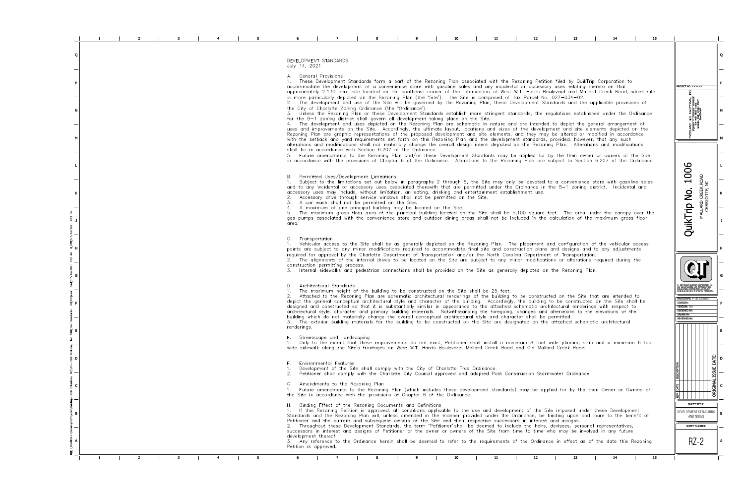# DEVELOPMENT STANDARDS

July 14, 2021

## A. General Provisions

1. These Development Standards form a part of the Rezoning Plan associated with the Rezoning Petition filed by QuikTrip Corporation to accommodate the development of a convenience store with gasoline sales and any incidental or accessory uses relating thereto on that approximately 2.130 acre site located on the southeast corner of the intersection of West W.T. Harris Boulevard and Mallard Creek Road, which site is more particularly depicted on the Rezoning Plan (the "Site"). The Site is comprised of Tax Parcel No. 027-034-02.
2. The development and use of the Site will be governed by the Rezoning Plan, these Development Standards and the applicable provisions of the City of Charlotte Zoning Ordinance (the "Ordinance").
3. Unless the Rezoning Plan or these Development Standards establish more stringent standards, the regulations established under the Ordinance for the B-1 zoning district shall govern all development taking place on the Site.
4. The development and uses depicted on the Rezoning Plan are schematic in nature and are intended to depict the general arrangement of uses and improvements on the Site. Accordingly, the ultimate layout, locations and sizes of the development and site elements depicted on the Rezoning Plan are graphic representations of the proposed development and site elements, and they may be altered or modified in accordance with the setback and yard requirements set forth on this Rezoning Plan and the development standards, provided, however, that any such alterations and modifications shall not materially change the overall design intent depicted on the Rezoning Plan. Alterations and modifications shall be in accordance with Section 6.207 of the Ordinance.
5. Future amendments to the Rezoning Plan and/or these Development Standards may be applied for by the then owner or owners of the Site in accordance with the provisions of Chapter 6 of the Ordinance. Alterations to the Rezoning Plan are subject to Section 6.207 of the Ordinance.

## B. Permitted Uses/Development Limitations

1. Subject to the limitations set out below in paragraphs 2 through 5, the Site may only be devoted to a convenience store with gasoline sales and to any incidental or accessory uses associated therewith that are permitted under the Ordinance in the B-1 zoning district. Incidental and accessory uses may include, without limitation, an eating, drinking and entertainment establishment use.
2. Accessory drive through service windows shall not be permitted on the Site.
3. A car wash shall not be permitted on the Site.
4. A maximum of one principal building may be located on the Site.
5. The maximum gross floor area of the principal building located on the Site shall be 5,100 square feet. The area under the canopy over the gas pumps associated with the convenience store and outdoor dining areas shall not be included in the calculation of the maximum gross floor area.

## C. Transportation

1. Vehicular access to the Site shall be as generally depicted on the Rezoning Plan. The placement and configuration of the vehicular access points are subject to any minor modifications required to accommodate final site and construction plans and designs and to any adjustments required for approval by the Charlotte Department of Transportation and/or the North Carolina Department of Transportation.
2. The alignments of the internal drives to be located on the Site are subject to any minor modifications or alterations required during the construction permitting process.
3. Internal sidewalks and pedestrian connections shall be provided on the Site as generally depicted on the Rezoning Plan.

## D. Architectural Standards

1. The maximum height of the building to be constructed on the Site shall be 25 feet.
2. Attached to the Rezoning Plan are schematic architectural renderings of the building to be constructed on the Site that are intended to depict the general conceptual architectural style and character of the building. Accordingly, the building to be constructed on the Site shall be designed and constructed so that it is substantially similar in appearance to the attached schematic architectural renderings with respect to architectural style, character and primary building materials. Notwithstanding the foregoing, changes and alterations to the elevations of the building which do not materially change the overall conceptual architectural style and character shall be permitted.
3. The exterior building materials for the building to be constructed on the Site are designated on the attached schematic architectural renderings.

## E. Streetscape and Landscaping

1. Only to the extent that these improvements do not exist, Petitioner shall install a minimum 8 foot wide planting strip and a minimum 6 foot wide sidewalk along the Site's frontages on West W.T. Harris Boulevard, Mallard Creek Road and Old Mallard Creek Road.

## F. Environmental Features

1. Development of the Site shall comply with the City of Charlotte Tree Ordinance.
2. Petitioner shall comply with the Charlotte City Council approved and adopted Post Construction Stormwater Ordinance.

## G. Amendments to the Rezoning Plan

1. Future amendments to the Rezoning Plan (which includes these development standards) may be applied for by the then Owner or Owners of the Site in accordance with the provisions of Chapter 6 of the Ordinance.

## H. Binding Effect of the Rezoning Documents and Definitions

1. If this Rezoning Petition is approved, all conditions applicable to the use and development of the Site imposed under these Development Standards and the Rezoning Plan will, unless amended in the manner provided under the Ordinance, be binding upon and inure to the benefit of Petitioner and the current and subsequent owners of the Site and their respective successors in interest and assigns.
2. Throughout these Development Standards, the term "Petitioner" shall be deemed to include the heirs, devisees, personal representatives, successors in interest and assigns of Petitioner or the owner or owners of the Site from time to time who may be involved in any future development thereof.
3. Any reference to the Ordinance herein shall be deemed to refer to the requirements of the Ordinance in effect as of the date this Rezoning Petition is approved.

---

PROJECT NO.: ######

MOORE and KAUFFMAN, INC.

QuikTrip No. 1006

MALLARD CREEK ROAD
CHARLOTTE, NC

PROTOTYPE: P-100 (05/01/21)
DIVISION:
VERSION: 001
DESIGNED BY:
DRAWN BY:
REVIEWED BY:

| REV | DATE | DESCRIPTION |
|---|---|---|
| | | ORIGINAL ISSUE DATE: |

SHEET TITLE:
DEVELOPMENT STANDARDS AND NOTES

SHEET NUMBER:
RZ-2